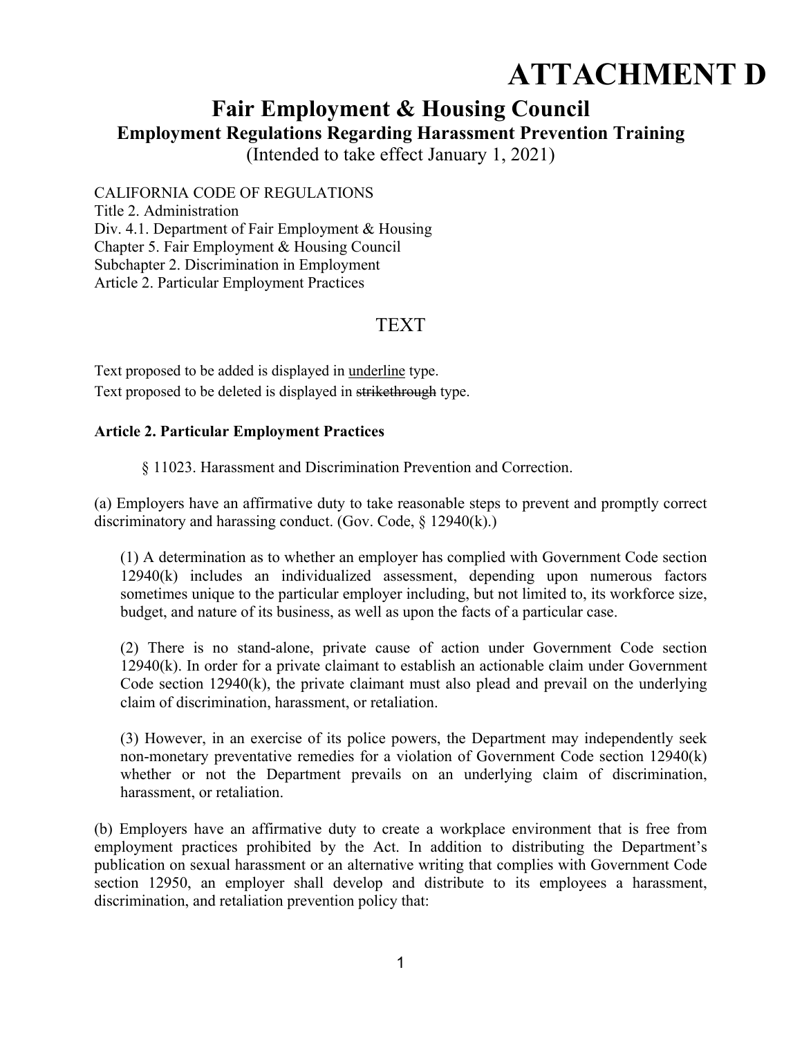# ATTACHMENT D

## Fair Employment & Housing Council

### Employment Regulations Regarding Harassment Prevention Training

(Intended to take effect January 1, 2021)

CALIFORNIA CODE OF REGULATIONS
Title 2. Administration
Div. 4.1. Department of Fair Employment & Housing
Chapter 5. Fair Employment & Housing Council
Subchapter 2. Discrimination in Employment
Article 2. Particular Employment Practices

## TEXT

Text proposed to be added is displayed in underline type.
Text proposed to be deleted is displayed in ~~strikethrough~~ type.

**Article 2. Particular Employment Practices**

§ 11023. Harassment and Discrimination Prevention and Correction.

(a) Employers have an affirmative duty to take reasonable steps to prevent and promptly correct discriminatory and harassing conduct. (Gov. Code, § 12940(k).)

(1) A determination as to whether an employer has complied with Government Code section 12940(k) includes an individualized assessment, depending upon numerous factors sometimes unique to the particular employer including, but not limited to, its workforce size, budget, and nature of its business, as well as upon the facts of a particular case.

(2) There is no stand-alone, private cause of action under Government Code section 12940(k). In order for a private claimant to establish an actionable claim under Government Code section 12940(k), the private claimant must also plead and prevail on the underlying claim of discrimination, harassment, or retaliation.

(3) However, in an exercise of its police powers, the Department may independently seek non-monetary preventative remedies for a violation of Government Code section 12940(k) whether or not the Department prevails on an underlying claim of discrimination, harassment, or retaliation.

(b) Employers have an affirmative duty to create a workplace environment that is free from employment practices prohibited by the Act. In addition to distributing the Department's publication on sexual harassment or an alternative writing that complies with Government Code section 12950, an employer shall develop and distribute to its employees a harassment, discrimination, and retaliation prevention policy that: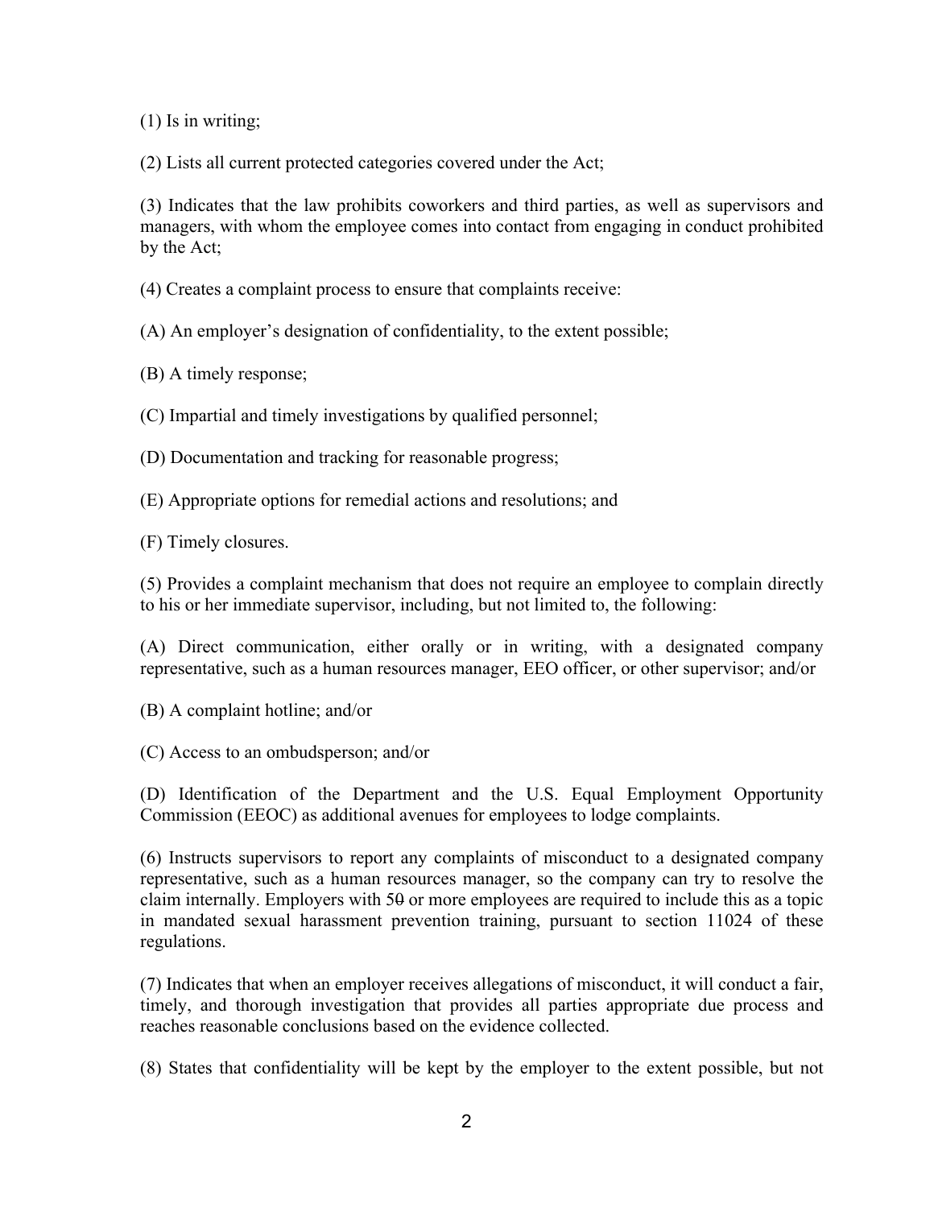(1) Is in writing;

(2) Lists all current protected categories covered under the Act;

(3) Indicates that the law prohibits coworkers and third parties, as well as supervisors and managers, with whom the employee comes into contact from engaging in conduct prohibited by the Act;

(4) Creates a complaint process to ensure that complaints receive:

(A) An employer's designation of confidentiality, to the extent possible;

(B) A timely response;

(C) Impartial and timely investigations by qualified personnel;

(D) Documentation and tracking for reasonable progress;

(E) Appropriate options for remedial actions and resolutions; and

(F) Timely closures.

(5) Provides a complaint mechanism that does not require an employee to complain directly to his or her immediate supervisor, including, but not limited to, the following:

(A) Direct communication, either orally or in writing, with a designated company representative, such as a human resources manager, EEO officer, or other supervisor; and/or

(B) A complaint hotline; and/or

(C) Access to an ombudsperson; and/or

(D) Identification of the Department and the U.S. Equal Employment Opportunity Commission (EEOC) as additional avenues for employees to lodge complaints.

(6) Instructs supervisors to report any complaints of misconduct to a designated company representative, such as a human resources manager, so the company can try to resolve the claim internally. Employers with 5~~0~~ or more employees are required to include this as a topic in mandated sexual harassment prevention training, pursuant to section 11024 of these regulations.

(7) Indicates that when an employer receives allegations of misconduct, it will conduct a fair, timely, and thorough investigation that provides all parties appropriate due process and reaches reasonable conclusions based on the evidence collected.

(8) States that confidentiality will be kept by the employer to the extent possible, but not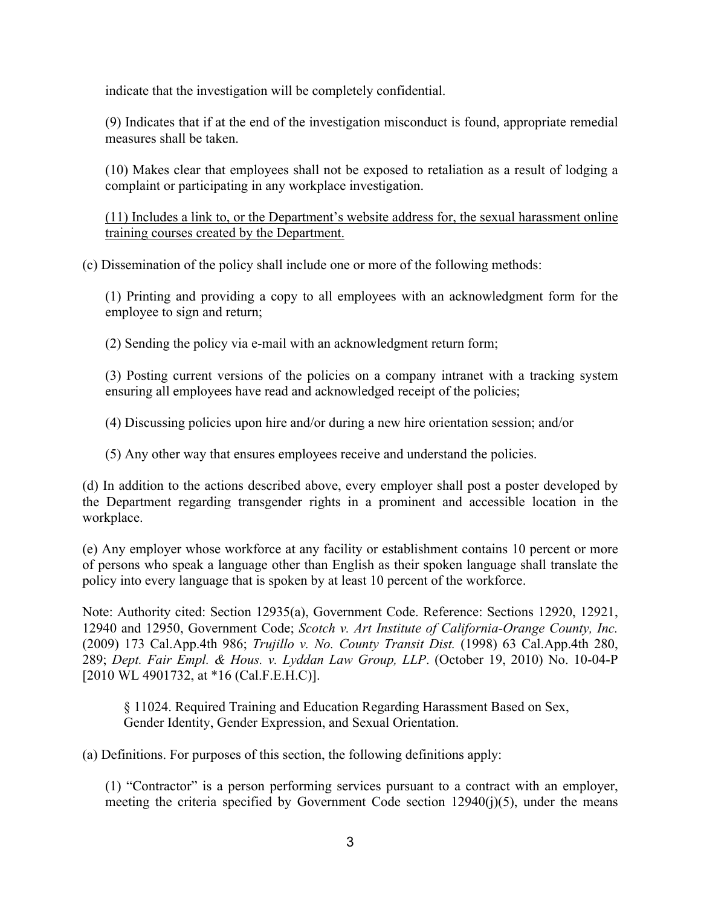indicate that the investigation will be completely confidential.

(9) Indicates that if at the end of the investigation misconduct is found, appropriate remedial measures shall be taken.

(10) Makes clear that employees shall not be exposed to retaliation as a result of lodging a complaint or participating in any workplace investigation.

<u>(11) Includes a link to, or the Department's website address for, the sexual harassment online training courses created by the Department.</u>

(c) Dissemination of the policy shall include one or more of the following methods:

(1) Printing and providing a copy to all employees with an acknowledgment form for the employee to sign and return;

(2) Sending the policy via e-mail with an acknowledgment return form;

(3) Posting current versions of the policies on a company intranet with a tracking system ensuring all employees have read and acknowledged receipt of the policies;

(4) Discussing policies upon hire and/or during a new hire orientation session; and/or

(5) Any other way that ensures employees receive and understand the policies.

(d) In addition to the actions described above, every employer shall post a poster developed by the Department regarding transgender rights in a prominent and accessible location in the workplace.

(e) Any employer whose workforce at any facility or establishment contains 10 percent or more of persons who speak a language other than English as their spoken language shall translate the policy into every language that is spoken by at least 10 percent of the workforce.

Note: Authority cited: Section 12935(a), Government Code. Reference: Sections 12920, 12921, 12940 and 12950, Government Code; *Scotch v. Art Institute of California-Orange County, Inc.* (2009) 173 Cal.App.4th 986; *Trujillo v. No. County Transit Dist.* (1998) 63 Cal.App.4th 280, 289; *Dept. Fair Empl. & Hous. v. Lyddan Law Group, LLP*. (October 19, 2010) No. 10-04-P [2010 WL 4901732, at *16 (Cal.F.E.H.C)].

§ 11024. Required Training and Education Regarding Harassment Based on Sex, Gender Identity, Gender Expression, and Sexual Orientation.

(a) Definitions. For purposes of this section, the following definitions apply:

(1) "Contractor" is a person performing services pursuant to a contract with an employer, meeting the criteria specified by Government Code section 12940(j)(5), under the means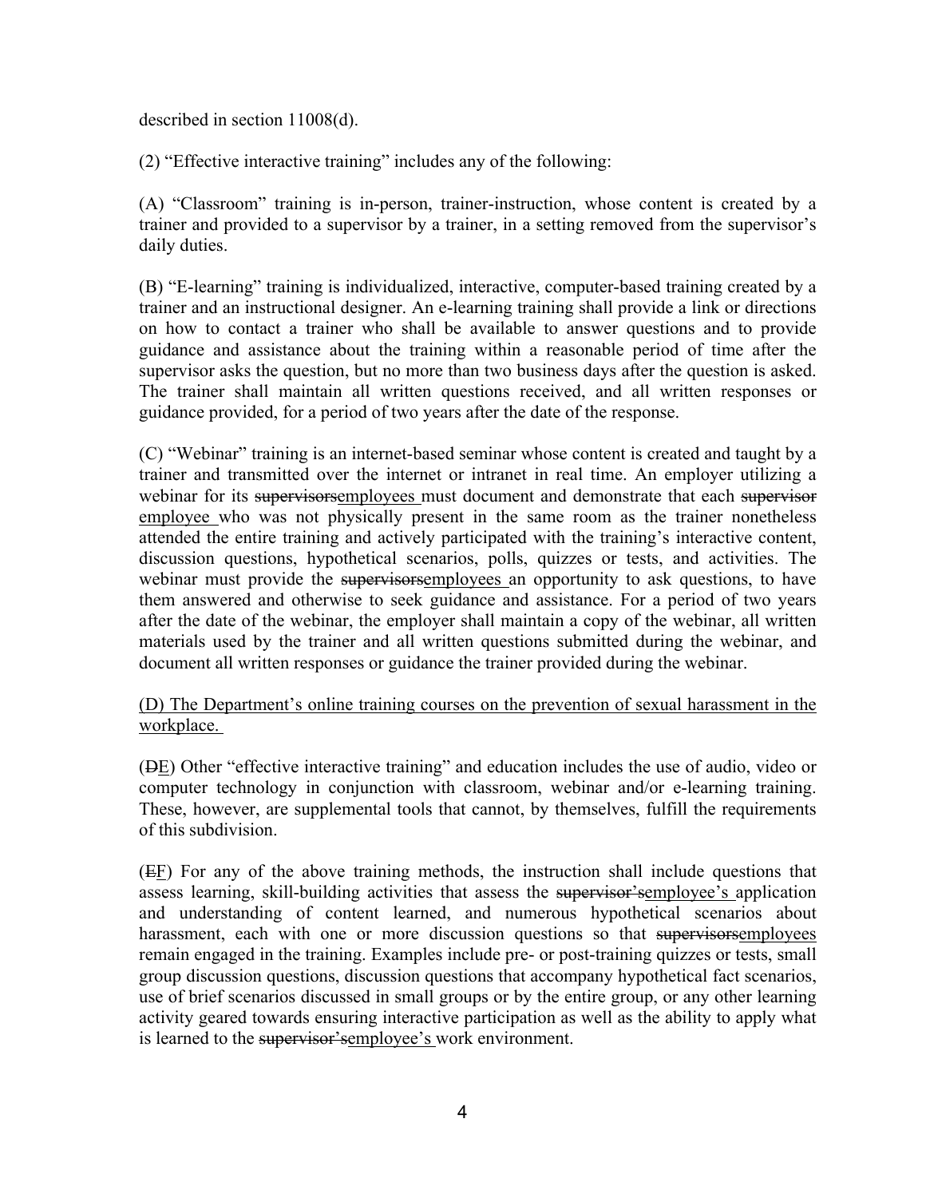described in section 11008(d).

(2) "Effective interactive training" includes any of the following:

(A) "Classroom" training is in-person, trainer-instruction, whose content is created by a trainer and provided to a supervisor by a trainer, in a setting removed from the supervisor's daily duties.

(B) "E-learning" training is individualized, interactive, computer-based training created by a trainer and an instructional designer. An e-learning training shall provide a link or directions on how to contact a trainer who shall be available to answer questions and to provide guidance and assistance about the training within a reasonable period of time after the supervisor asks the question, but no more than two business days after the question is asked. The trainer shall maintain all written questions received, and all written responses or guidance provided, for a period of two years after the date of the response.

(C) "Webinar" training is an internet-based seminar whose content is created and taught by a trainer and transmitted over the internet or intranet in real time. An employer utilizing a webinar for its ~~supervisors~~<u>employees</u> must document and demonstrate that each ~~supervisor~~ <u>employee</u> who was not physically present in the same room as the trainer nonetheless attended the entire training and actively participated with the training's interactive content, discussion questions, hypothetical scenarios, polls, quizzes or tests, and activities. The webinar must provide the ~~supervisors~~<u>employees</u> an opportunity to ask questions, to have them answered and otherwise to seek guidance and assistance. For a period of two years after the date of the webinar, the employer shall maintain a copy of the webinar, all written materials used by the trainer and all written questions submitted during the webinar, and document all written responses or guidance the trainer provided during the webinar.

<u>(D) The Department's online training courses on the prevention of sexual harassment in the workplace.</u>

(~~D~~<u>E</u>) Other "effective interactive training" and education includes the use of audio, video or computer technology in conjunction with classroom, webinar and/or e-learning training. These, however, are supplemental tools that cannot, by themselves, fulfill the requirements of this subdivision.

(~~E~~<u>F</u>) For any of the above training methods, the instruction shall include questions that assess learning, skill-building activities that assess the ~~supervisor's~~<u>employee's</u> application and understanding of content learned, and numerous hypothetical scenarios about harassment, each with one or more discussion questions so that ~~supervisors~~<u>employees</u> remain engaged in the training. Examples include pre- or post-training quizzes or tests, small group discussion questions, discussion questions that accompany hypothetical fact scenarios, use of brief scenarios discussed in small groups or by the entire group, or any other learning activity geared towards ensuring interactive participation as well as the ability to apply what is learned to the ~~supervisor's~~<u>employee's</u> work environment.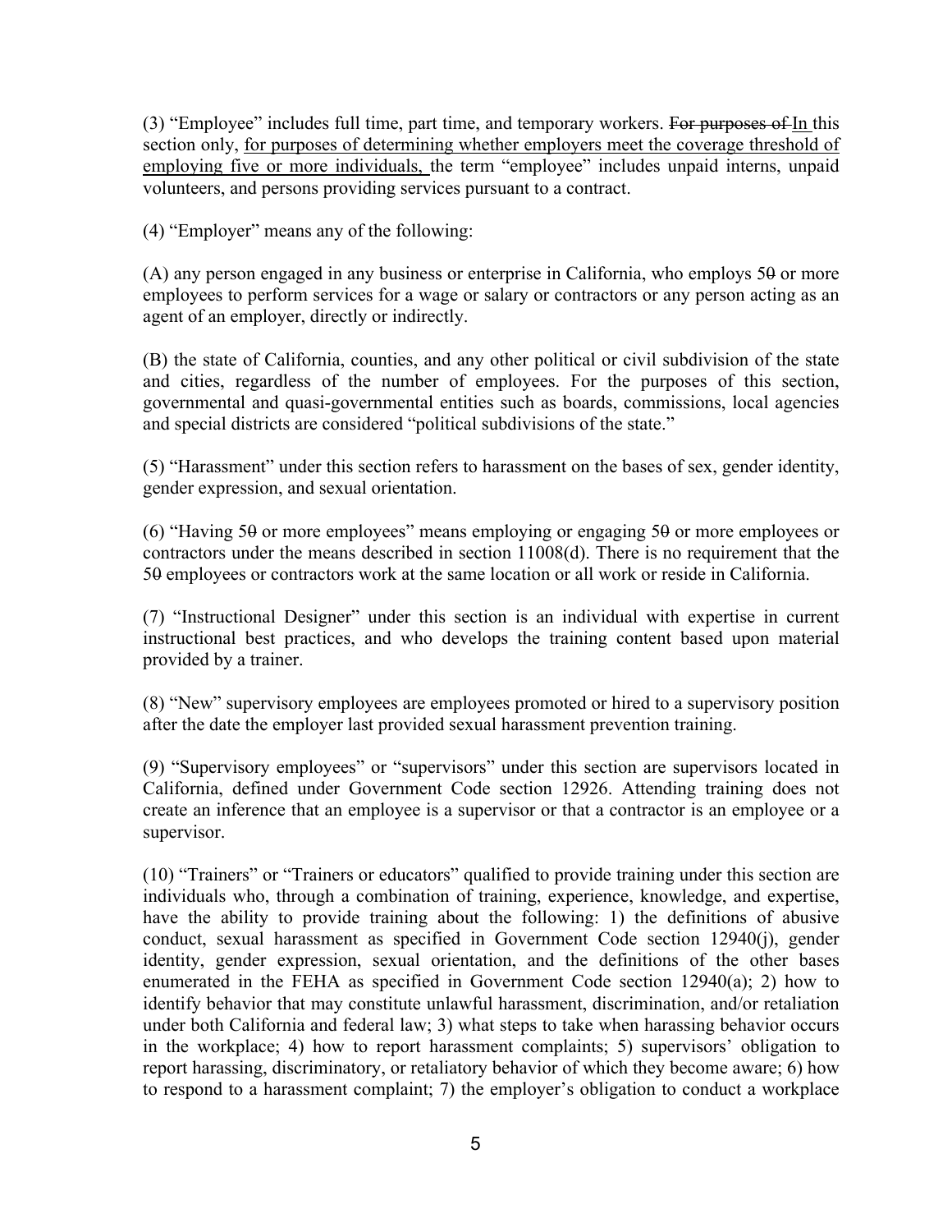(3) “Employee” includes full time, part time, and temporary workers. ~~For purposes of~~ <u>In</u> this section only, <u>for purposes of determining whether employers meet the coverage threshold of employing five or more individuals,</u> the term “employee” includes unpaid interns, unpaid volunteers, and persons providing services pursuant to a contract.

(4) “Employer” means any of the following:

(A) any person engaged in any business or enterprise in California, who employs 5~~0~~ or more employees to perform services for a wage or salary or contractors or any person acting as an agent of an employer, directly or indirectly.

(B) the state of California, counties, and any other political or civil subdivision of the state and cities, regardless of the number of employees. For the purposes of this section, governmental and quasi-governmental entities such as boards, commissions, local agencies and special districts are considered “political subdivisions of the state.”

(5) “Harassment” under this section refers to harassment on the bases of sex, gender identity, gender expression, and sexual orientation.

(6) “Having 5~~0~~ or more employees” means employing or engaging 5~~0~~ or more employees or contractors under the means described in section 11008(d). There is no requirement that the 5~~0~~ employees or contractors work at the same location or all work or reside in California.

(7) “Instructional Designer” under this section is an individual with expertise in current instructional best practices, and who develops the training content based upon material provided by a trainer.

(8) “New” supervisory employees are employees promoted or hired to a supervisory position after the date the employer last provided sexual harassment prevention training.

(9) “Supervisory employees” or “supervisors” under this section are supervisors located in California, defined under Government Code section 12926. Attending training does not create an inference that an employee is a supervisor or that a contractor is an employee or a supervisor.

(10) “Trainers” or “Trainers or educators” qualified to provide training under this section are individuals who, through a combination of training, experience, knowledge, and expertise, have the ability to provide training about the following: 1) the definitions of abusive conduct, sexual harassment as specified in Government Code section 12940(j), gender identity, gender expression, sexual orientation, and the definitions of the other bases enumerated in the FEHA as specified in Government Code section 12940(a); 2) how to identify behavior that may constitute unlawful harassment, discrimination, and/or retaliation under both California and federal law; 3) what steps to take when harassing behavior occurs in the workplace; 4) how to report harassment complaints; 5) supervisors’ obligation to report harassing, discriminatory, or retaliatory behavior of which they become aware; 6) how to respond to a harassment complaint; 7) the employer’s obligation to conduct a workplace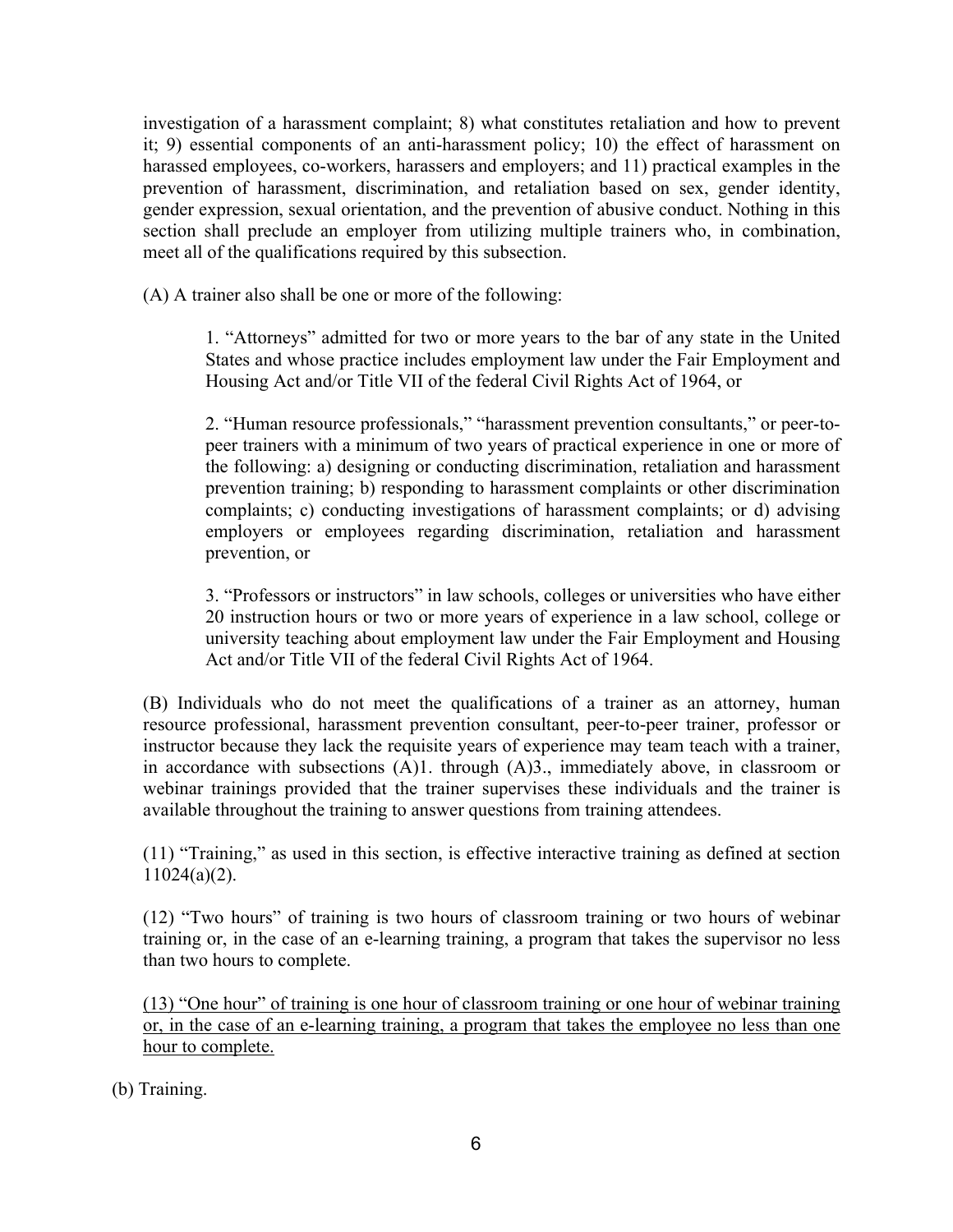investigation of a harassment complaint; 8) what constitutes retaliation and how to prevent it; 9) essential components of an anti-harassment policy; 10) the effect of harassment on harassed employees, co-workers, harassers and employers; and 11) practical examples in the prevention of harassment, discrimination, and retaliation based on sex, gender identity, gender expression, sexual orientation, and the prevention of abusive conduct. Nothing in this section shall preclude an employer from utilizing multiple trainers who, in combination, meet all of the qualifications required by this subsection.

(A) A trainer also shall be one or more of the following:

1. "Attorneys" admitted for two or more years to the bar of any state in the United States and whose practice includes employment law under the Fair Employment and Housing Act and/or Title VII of the federal Civil Rights Act of 1964, or

2. "Human resource professionals," "harassment prevention consultants," or peer-to-peer trainers with a minimum of two years of practical experience in one or more of the following: a) designing or conducting discrimination, retaliation and harassment prevention training; b) responding to harassment complaints or other discrimination complaints; c) conducting investigations of harassment complaints; or d) advising employers or employees regarding discrimination, retaliation and harassment prevention, or

3. "Professors or instructors" in law schools, colleges or universities who have either 20 instruction hours or two or more years of experience in a law school, college or university teaching about employment law under the Fair Employment and Housing Act and/or Title VII of the federal Civil Rights Act of 1964.

(B) Individuals who do not meet the qualifications of a trainer as an attorney, human resource professional, harassment prevention consultant, peer-to-peer trainer, professor or instructor because they lack the requisite years of experience may team teach with a trainer, in accordance with subsections (A)1. through (A)3., immediately above, in classroom or webinar trainings provided that the trainer supervises these individuals and the trainer is available throughout the training to answer questions from training attendees.

(11) "Training," as used in this section, is effective interactive training as defined at section 11024(a)(2).

(12) "Two hours" of training is two hours of classroom training or two hours of webinar training or, in the case of an e-learning training, a program that takes the supervisor no less than two hours to complete.

<u>(13) "One hour" of training is one hour of classroom training or one hour of webinar training or, in the case of an e-learning training, a program that takes the employee no less than one hour to complete.</u>

(b) Training.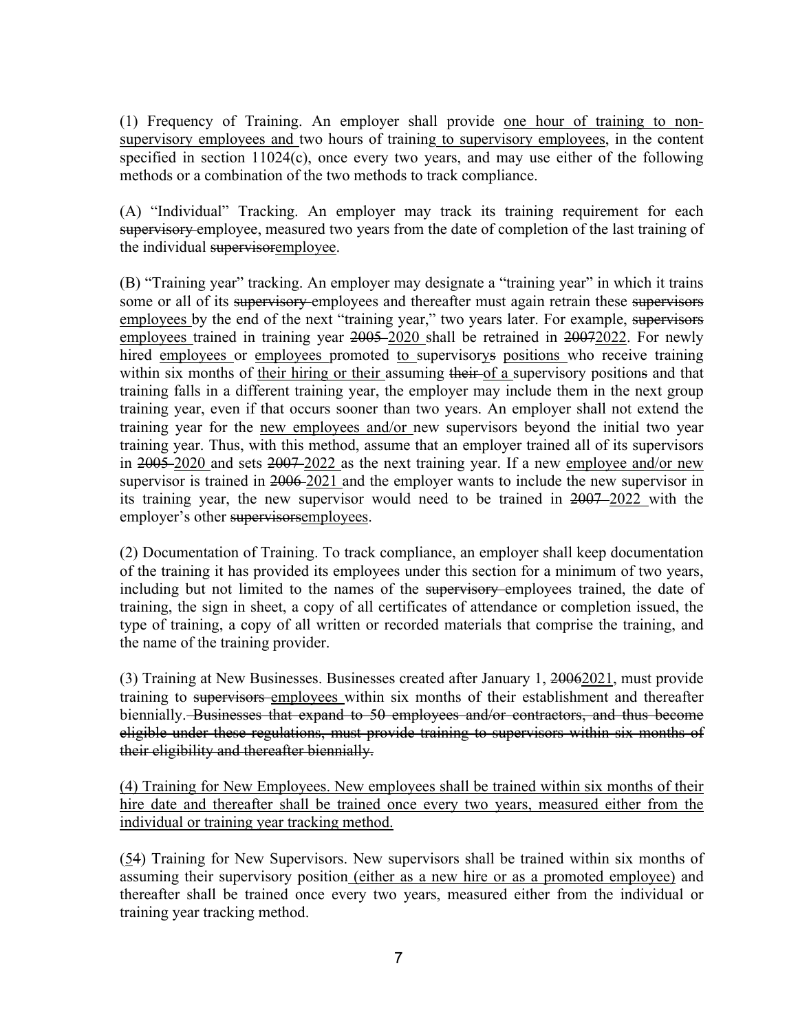(1) Frequency of Training. An employer shall provide <u>one hour of training to non-supervisory employees and</u> two hours of training<u> to supervisory employees</u>, in the content specified in section 11024(c), once every two years, and may use either of the following methods or a combination of the two methods to track compliance.

(A) "Individual" Tracking. An employer may track its training requirement for each ~~supervisory~~ employee, measured two years from the date of completion of the last training of the individual ~~supervisor~~<u>employee</u>.

(B) "Training year" tracking. An employer may designate a "training year" in which it trains some or all of its ~~supervisory~~ employees and thereafter must again retrain these ~~supervisors~~ <u>employees</u> by the end of the next "training year," two years later. For example, ~~supervisors~~ <u>employees</u> trained in training year ~~2005~~ <u>2020</u> shall be retrained in ~~2007~~<u>2022</u>. For newly hired <u>employees</u> or <u>employees</u> promoted <u>to</u> supervisory~~s~~ <u>positions</u> who receive training within six months of <u>their hiring or their</u> assuming ~~their~~ <u>of a</u> supervisory position~~s~~ and that training falls in a different training year, the employer may include them in the next group training year, even if that occurs sooner than two years. An employer shall not extend the training year for the <u>new employees and/or</u> new supervisors beyond the initial two year training year. Thus, with this method, assume that an employer trained all of its supervisors in ~~2005~~ <u>2020</u> and sets ~~2007~~ <u>2022</u> as the next training year. If a new <u>employee and/or new</u> supervisor is trained in ~~2006~~ <u>2021</u> and the employer wants to include the new supervisor in its training year, the new supervisor would need to be trained in ~~2007~~ <u>2022</u> with the employer's other ~~supervisors~~<u>employees</u>.

(2) Documentation of Training. To track compliance, an employer shall keep documentation of the training it has provided its employees under this section for a minimum of two years, including but not limited to the names of the ~~supervisory~~ employees trained, the date of training, the sign in sheet, a copy of all certificates of attendance or completion issued, the type of training, a copy of all written or recorded materials that comprise the training, and the name of the training provider.

(3) Training at New Businesses. Businesses created after January 1, ~~2006~~<u>2021</u>, must provide training to ~~supervisors~~ <u>employees</u> within six months of their establishment and thereafter biennially. ~~Businesses that expand to 50 employees and/or contractors, and thus become eligible under these regulations, must provide training to supervisors within six months of their eligibility and thereafter biennially.~~

<u>(4) Training for New Employees. New employees shall be trained within six months of their hire date and thereafter shall be trained once every two years, measured either from the individual or training year tracking method.</u>

(<u>5</u>~~4~~) Training for New Supervisors. New supervisors shall be trained within six months of assuming their supervisory position<u> (either as a new hire or as a promoted employee)</u> and thereafter shall be trained once every two years, measured either from the individual or training year tracking method.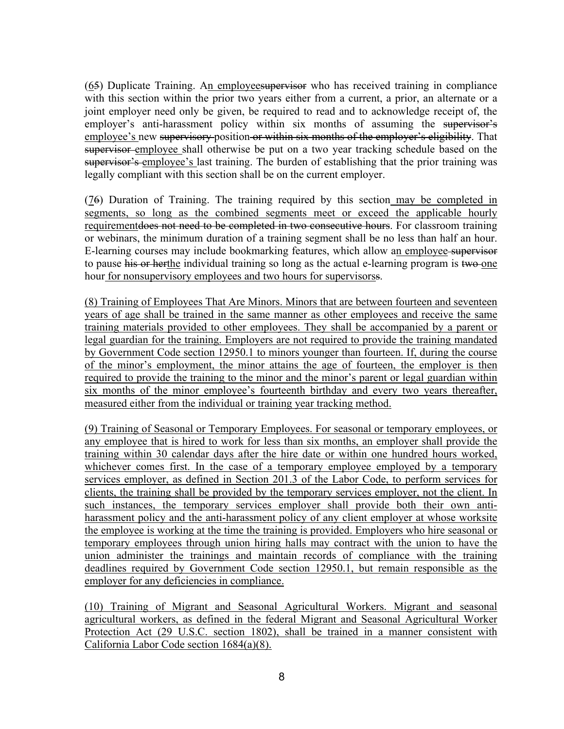(<u>6</u>~~5~~) Duplicate Training. A<u>n employee</u>~~supervisor~~ who has received training in compliance with this section within the prior two years either from a current, a prior, an alternate or a joint employer need only be given, be required to read and to acknowledge receipt of, the employer's anti-harassment policy within six months of assuming the ~~supervisor's~~ <u>employee's</u> new ~~supervisory~~ position ~~or within six months of the employer's eligibility~~. That ~~supervisor~~ <u>employee</u> shall otherwise be put on a two year tracking schedule based on the ~~supervisor's~~ <u>employee's</u> last training. The burden of establishing that the prior training was legally compliant with this section shall be on the current employer.

(<u>7</u>~~6~~) Duration of Training. The training required by this section <u>may be completed in segments, so long as the combined segments meet or exceed the applicable hourly requirement</u>~~does not need to be completed in two consecutive hours~~. For classroom training or webinars, the minimum duration of a training segment shall be no less than half an hour. E-learning courses may include bookmarking features, which allow a<u>n employee</u> ~~supervisor~~ to pause ~~his or her~~<u>the</u> individual training so long as the actual e-learning program is ~~two~~ <u>one</u> hour <u>for nonsupervisory employees and two hours for supervisors</u>~~s~~.

<u>(8) Training of Employees That Are Minors. Minors that are between fourteen and seventeen years of age shall be trained in the same manner as other employees and receive the same training materials provided to other employees. They shall be accompanied by a parent or legal guardian for the training. Employers are not required to provide the training mandated by Government Code section 12950.1 to minors younger than fourteen. If, during the course of the minor's employment, the minor attains the age of fourteen, the employer is then required to provide the training to the minor and the minor's parent or legal guardian within six months of the minor employee's fourteenth birthday and every two years thereafter, measured either from the individual or training year tracking method.</u>

<u>(9) Training of Seasonal or Temporary Employees. For seasonal or temporary employees, or any employee that is hired to work for less than six months, an employer shall provide the training within 30 calendar days after the hire date or within one hundred hours worked, whichever comes first. In the case of a temporary employee employed by a temporary services employer, as defined in Section 201.3 of the Labor Code, to perform services for clients, the training shall be provided by the temporary services employer, not the client. In such instances, the temporary services employer shall provide both their own anti-harassment policy and the anti-harassment policy of any client employer at whose worksite the employee is working at the time the training is provided. Employers who hire seasonal or temporary employees through union hiring halls may contract with the union to have the union administer the trainings and maintain records of compliance with the training deadlines required by Government Code section 12950.1, but remain responsible as the employer for any deficiencies in compliance.</u>

<u>(10) Training of Migrant and Seasonal Agricultural Workers. Migrant and seasonal agricultural workers, as defined in the federal Migrant and Seasonal Agricultural Worker Protection Act (29 U.S.C. section 1802), shall be trained in a manner consistent with California Labor Code section 1684(a)(8).</u>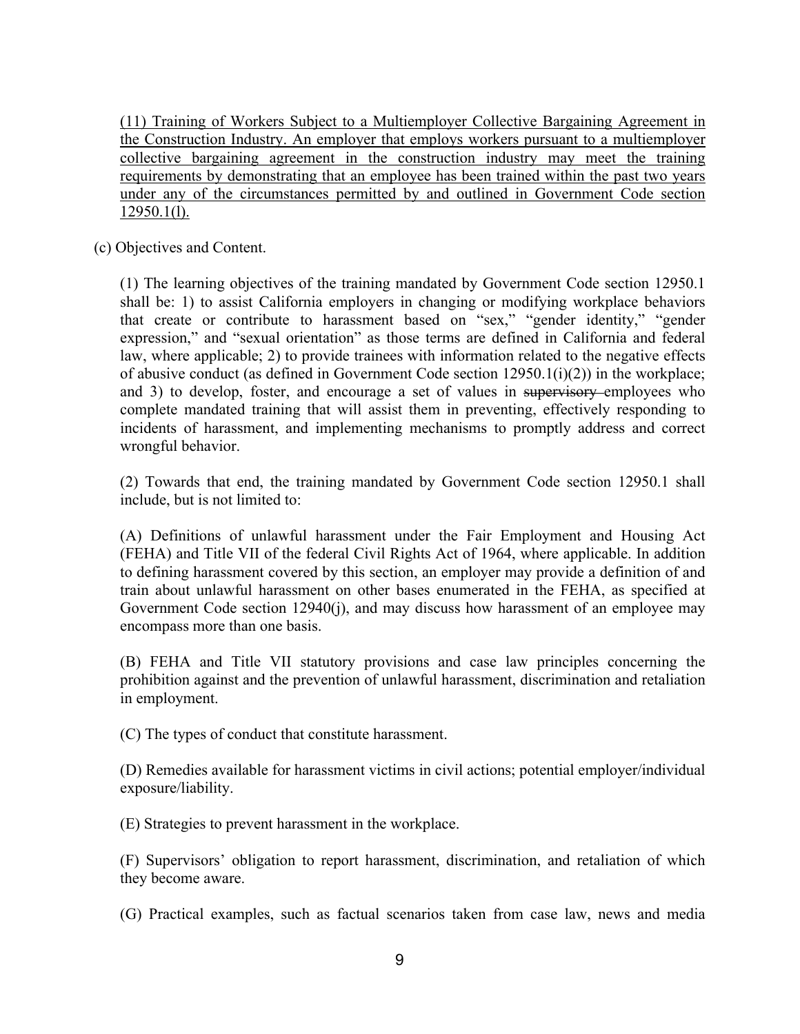<u>(11) Training of Workers Subject to a Multiemployer Collective Bargaining Agreement in the Construction Industry. An employer that employs workers pursuant to a multiemployer collective bargaining agreement in the construction industry may meet the training requirements by demonstrating that an employee has been trained within the past two years under any of the circumstances permitted by and outlined in Government Code section 12950.1(l).</u>

(c) Objectives and Content.

(1) The learning objectives of the training mandated by Government Code section 12950.1 shall be: 1) to assist California employers in changing or modifying workplace behaviors that create or contribute to harassment based on "sex," "gender identity," "gender expression," and "sexual orientation" as those terms are defined in California and federal law, where applicable; 2) to provide trainees with information related to the negative effects of abusive conduct (as defined in Government Code section 12950.1(i)(2)) in the workplace; and 3) to develop, foster, and encourage a set of values in ~~supervisory~~ employees who complete mandated training that will assist them in preventing, effectively responding to incidents of harassment, and implementing mechanisms to promptly address and correct wrongful behavior.

(2) Towards that end, the training mandated by Government Code section 12950.1 shall include, but is not limited to:

(A) Definitions of unlawful harassment under the Fair Employment and Housing Act (FEHA) and Title VII of the federal Civil Rights Act of 1964, where applicable. In addition to defining harassment covered by this section, an employer may provide a definition of and train about unlawful harassment on other bases enumerated in the FEHA, as specified at Government Code section 12940(j), and may discuss how harassment of an employee may encompass more than one basis.

(B) FEHA and Title VII statutory provisions and case law principles concerning the prohibition against and the prevention of unlawful harassment, discrimination and retaliation in employment.

(C) The types of conduct that constitute harassment.

(D) Remedies available for harassment victims in civil actions; potential employer/individual exposure/liability.

(E) Strategies to prevent harassment in the workplace.

(F) Supervisors' obligation to report harassment, discrimination, and retaliation of which they become aware.

(G) Practical examples, such as factual scenarios taken from case law, news and media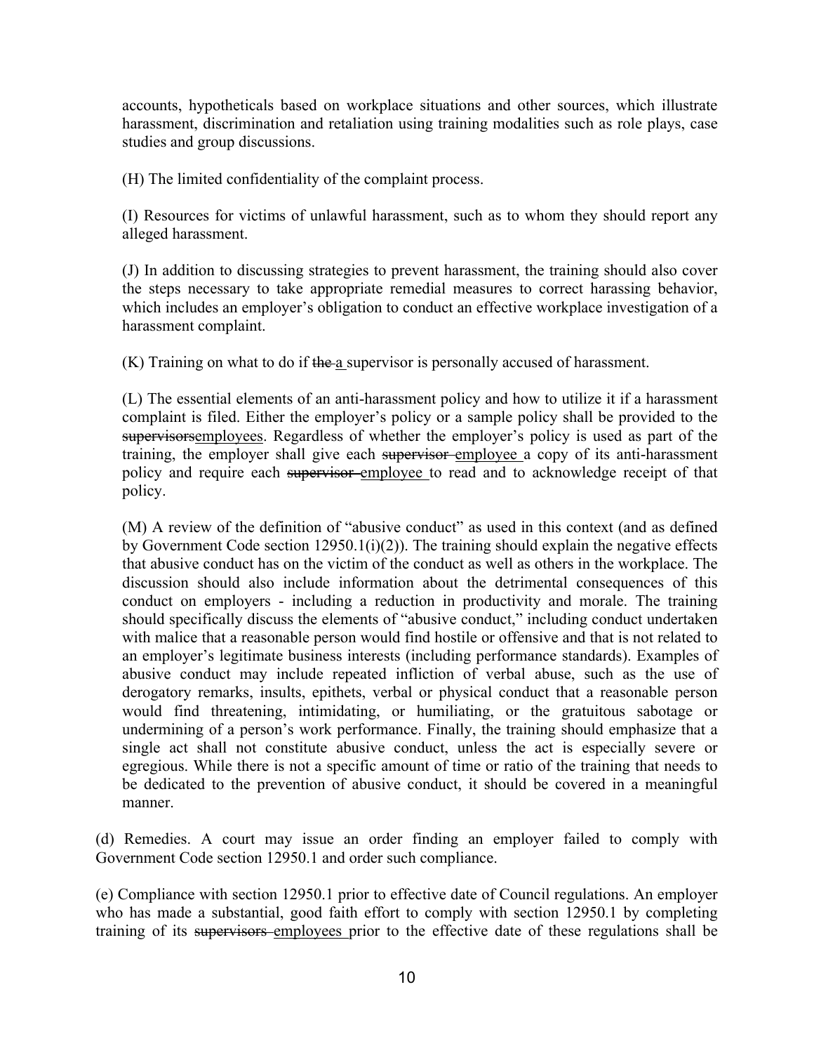accounts, hypotheticals based on workplace situations and other sources, which illustrate harassment, discrimination and retaliation using training modalities such as role plays, case studies and group discussions.

(H) The limited confidentiality of the complaint process.

(I) Resources for victims of unlawful harassment, such as to whom they should report any alleged harassment.

(J) In addition to discussing strategies to prevent harassment, the training should also cover the steps necessary to take appropriate remedial measures to correct harassing behavior, which includes an employer's obligation to conduct an effective workplace investigation of a harassment complaint.

(K) Training on what to do if ~~the~~ <u>a</u> supervisor is personally accused of harassment.

(L) The essential elements of an anti-harassment policy and how to utilize it if a harassment complaint is filed. Either the employer's policy or a sample policy shall be provided to the ~~supervisors~~<u>employees</u>. Regardless of whether the employer's policy is used as part of the training, the employer shall give each ~~supervisor~~ <u>employee</u> a copy of its anti-harassment policy and require each ~~supervisor~~ <u>employee</u> to read and to acknowledge receipt of that policy.

(M) A review of the definition of "abusive conduct" as used in this context (and as defined by Government Code section 12950.1(i)(2)). The training should explain the negative effects that abusive conduct has on the victim of the conduct as well as others in the workplace. The discussion should also include information about the detrimental consequences of this conduct on employers - including a reduction in productivity and morale. The training should specifically discuss the elements of "abusive conduct," including conduct undertaken with malice that a reasonable person would find hostile or offensive and that is not related to an employer's legitimate business interests (including performance standards). Examples of abusive conduct may include repeated infliction of verbal abuse, such as the use of derogatory remarks, insults, epithets, verbal or physical conduct that a reasonable person would find threatening, intimidating, or humiliating, or the gratuitous sabotage or undermining of a person's work performance. Finally, the training should emphasize that a single act shall not constitute abusive conduct, unless the act is especially severe or egregious. While there is not a specific amount of time or ratio of the training that needs to be dedicated to the prevention of abusive conduct, it should be covered in a meaningful manner.

(d) Remedies. A court may issue an order finding an employer failed to comply with Government Code section 12950.1 and order such compliance.

(e) Compliance with section 12950.1 prior to effective date of Council regulations. An employer who has made a substantial, good faith effort to comply with section 12950.1 by completing training of its ~~supervisors~~ <u>employees</u> prior to the effective date of these regulations shall be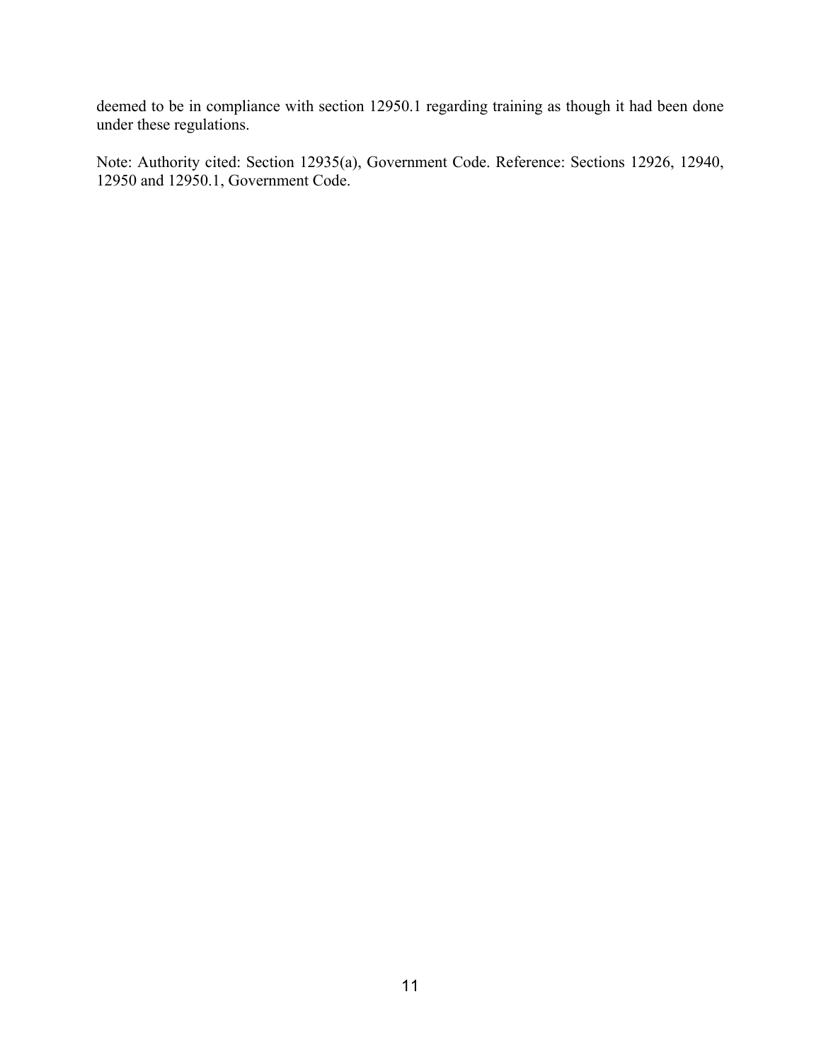deemed to be in compliance with section 12950.1 regarding training as though it had been done under these regulations.

Note: Authority cited: Section 12935(a), Government Code. Reference: Sections 12926, 12940, 12950 and 12950.1, Government Code.